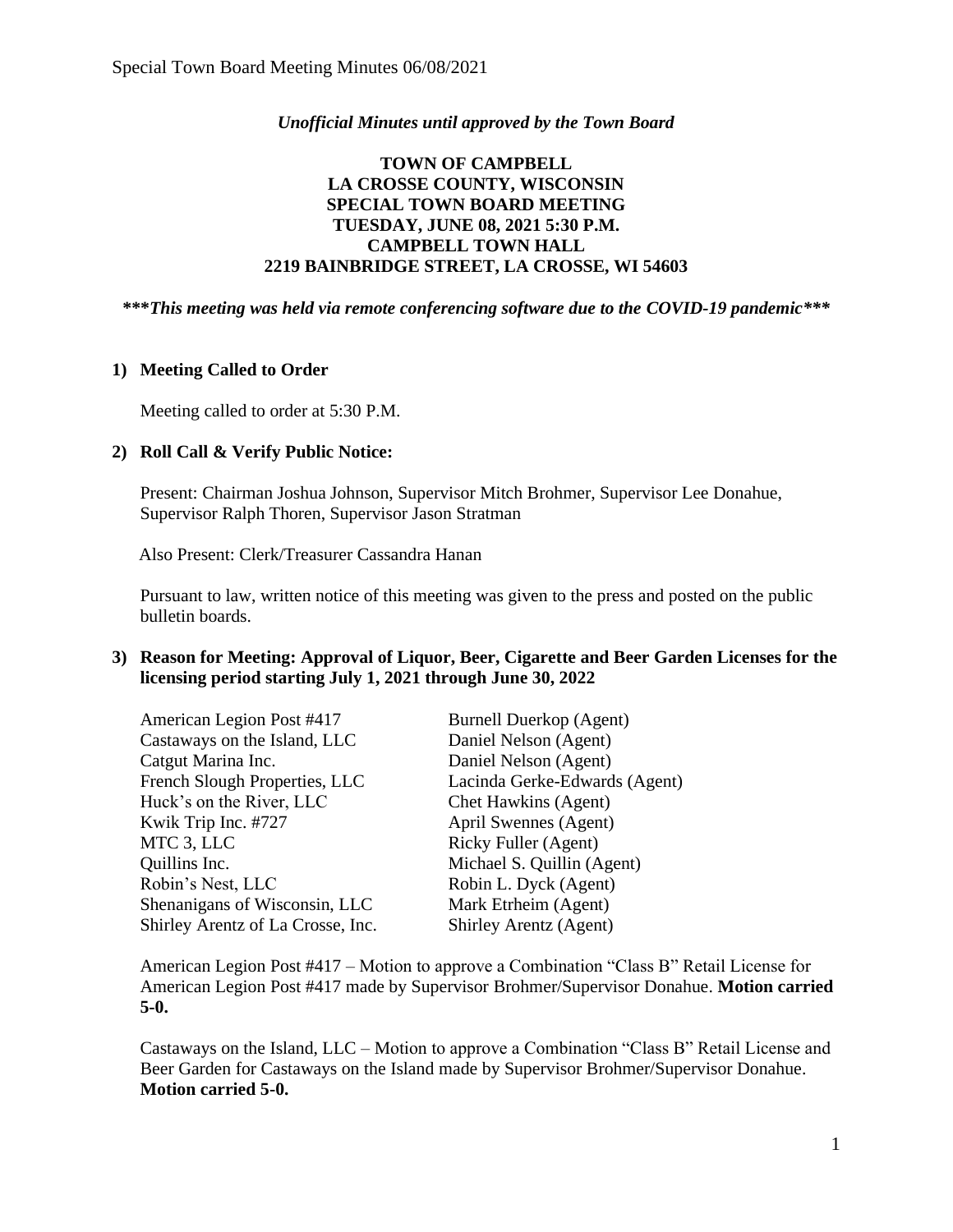*Unofficial Minutes until approved by the Town Board*

**TOWN OF CAMPBELL**
**LA CROSSE COUNTY, WISCONSIN**
**SPECIAL TOWN BOARD MEETING**
**TUESDAY, JUNE 08, 2021 5:30 P.M.**
**CAMPBELL TOWN HALL**
**2219 BAINBRIDGE STREET, LA CROSSE, WI 54603**

***\*\*\*This meeting was held via remote conferencing software due to the COVID-19 pandemic\*\*\****

**1) Meeting Called to Order**

Meeting called to order at 5:30 P.M.

**2) Roll Call & Verify Public Notice:**

Present: Chairman Joshua Johnson, Supervisor Mitch Brohmer, Supervisor Lee Donahue, Supervisor Ralph Thoren, Supervisor Jason Stratman

Also Present: Clerk/Treasurer Cassandra Hanan

Pursuant to law, written notice of this meeting was given to the press and posted on the public bulletin boards.

**3) Reason for Meeting: Approval of Liquor, Beer, Cigarette and Beer Garden Licenses for the licensing period starting July 1, 2021 through June 30, 2022**

| | |
|---|---|
| American Legion Post #417 | Burnell Duerkop (Agent) |
| Castaways on the Island, LLC | Daniel Nelson (Agent) |
| Catgut Marina Inc. | Daniel Nelson (Agent) |
| French Slough Properties, LLC | Lacinda Gerke-Edwards (Agent) |
| Huck's on the River, LLC | Chet Hawkins (Agent) |
| Kwik Trip Inc. #727 | April Swennes (Agent) |
| MTC 3, LLC | Ricky Fuller (Agent) |
| Quillins Inc. | Michael S. Quillin (Agent) |
| Robin's Nest, LLC | Robin L. Dyck (Agent) |
| Shenanigans of Wisconsin, LLC | Mark Etrheim (Agent) |
| Shirley Arentz of La Crosse, Inc. | Shirley Arentz (Agent) |

American Legion Post #417 – Motion to approve a Combination "Class B" Retail License for American Legion Post #417 made by Supervisor Brohmer/Supervisor Donahue. **Motion carried 5-0.**

Castaways on the Island, LLC – Motion to approve a Combination "Class B" Retail License and Beer Garden for Castaways on the Island made by Supervisor Brohmer/Supervisor Donahue. **Motion carried 5-0.**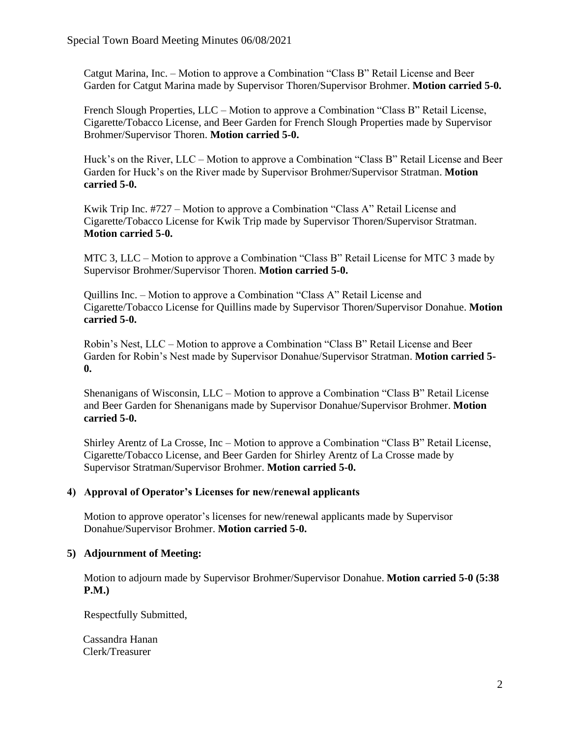Catgut Marina, Inc. – Motion to approve a Combination "Class B" Retail License and Beer Garden for Catgut Marina made by Supervisor Thoren/Supervisor Brohmer. **Motion carried 5-0.**

French Slough Properties, LLC – Motion to approve a Combination "Class B" Retail License, Cigarette/Tobacco License, and Beer Garden for French Slough Properties made by Supervisor Brohmer/Supervisor Thoren. **Motion carried 5-0.**

Huck's on the River, LLC – Motion to approve a Combination "Class B" Retail License and Beer Garden for Huck's on the River made by Supervisor Brohmer/Supervisor Stratman. **Motion carried 5-0.**

Kwik Trip Inc. #727 – Motion to approve a Combination "Class A" Retail License and Cigarette/Tobacco License for Kwik Trip made by Supervisor Thoren/Supervisor Stratman. **Motion carried 5-0.**

MTC 3, LLC – Motion to approve a Combination "Class B" Retail License for MTC 3 made by Supervisor Brohmer/Supervisor Thoren. **Motion carried 5-0.**

Quillins Inc. – Motion to approve a Combination "Class A" Retail License and Cigarette/Tobacco License for Quillins made by Supervisor Thoren/Supervisor Donahue. **Motion carried 5-0.**

Robin's Nest, LLC – Motion to approve a Combination "Class B" Retail License and Beer Garden for Robin's Nest made by Supervisor Donahue/Supervisor Stratman. **Motion carried 5-0.**

Shenanigans of Wisconsin, LLC – Motion to approve a Combination "Class B" Retail License and Beer Garden for Shenanigans made by Supervisor Donahue/Supervisor Brohmer. **Motion carried 5-0.**

Shirley Arentz of La Crosse, Inc – Motion to approve a Combination "Class B" Retail License, Cigarette/Tobacco License, and Beer Garden for Shirley Arentz of La Crosse made by Supervisor Stratman/Supervisor Brohmer. **Motion carried 5-0.**

**4) Approval of Operator's Licenses for new/renewal applicants**

Motion to approve operator's licenses for new/renewal applicants made by Supervisor Donahue/Supervisor Brohmer. **Motion carried 5-0.**

**5) Adjournment of Meeting:**

Motion to adjourn made by Supervisor Brohmer/Supervisor Donahue. **Motion carried 5-0 (5:38 P.M.)**

Respectfully Submitted,

Cassandra Hanan
Clerk/Treasurer